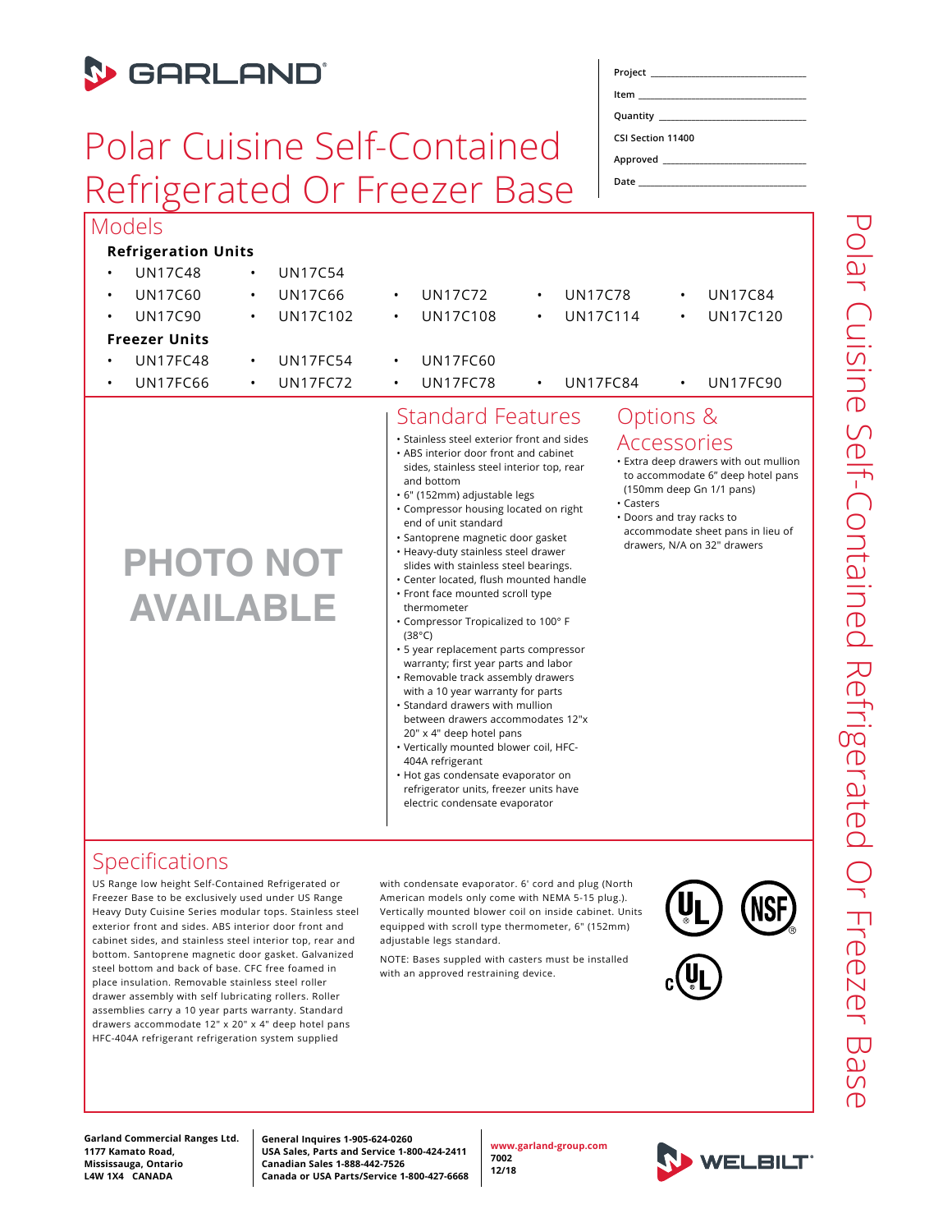# GARLAND

# Polar Cuisine Self-Contained Refrigerated Or Freezer Base

Project ______________________
Item ______________________
Quantity ______________________
CSI Section 11400
Approved ______________________
Date ______________________

## Models

### Refrigeration Units

- UN17C48
- UN17C54
- UN17C60
- UN17C66
- UN17C72
- UN17C78
- UN17C84
- UN17C90
- UN17C102
- UN17C108
- UN17C114
- UN17C120

### Freezer Units

- UN17FC48
- UN17FC54
- UN17FC60
- UN17FC66
- UN17FC72
- UN17FC78
- UN17FC84
- UN17FC90

PHOTO NOT AVAILABLE

## Standard Features

- Stainless steel exterior front and sides
- ABS interior door front and cabinet sides, stainless steel interior top, rear and bottom
- 6" (152mm) adjustable legs
- Compressor housing located on right end of unit standard
- Santoprene magnetic door gasket
- Heavy-duty stainless steel drawer slides with stainless steel bearings.
- Center located, flush mounted handle
- Front face mounted scroll type thermometer
- Compressor Tropicalized to 100° F (38°C)
- 5 year replacement parts compressor warranty; first year parts and labor
- Removable track assembly drawers with a 10 year warranty for parts
- Standard drawers with mullion between drawers accommodates 12"x 20" x 4" deep hotel pans
- Vertically mounted blower coil, HFC-404A refrigerant
- Hot gas condensate evaporator on refrigerator units, freezer units have electric condensate evaporator

## Options & Accessories

- Extra deep drawers with out mullion to accommodate 6" deep hotel pans (150mm deep Gn 1/1 pans)
- Casters
- Doors and tray racks to accommodate sheet pans in lieu of drawers, N/A on 32" drawers

## Specifications

US Range low height Self-Contained Refrigerated or Freezer Base to be exclusively used under US Range Heavy Duty Cuisine Series modular tops. Stainless steel exterior front and sides. ABS interior door front and cabinet sides, and stainless steel interior top, rear and bottom. Santoprene magnetic door gasket. Galvanized steel bottom and back of base. CFC free foamed in place insulation. Removable stainless steel roller drawer assembly with self lubricating rollers. Roller assemblies carry a 10 year parts warranty. Standard drawers accommodate 12" x 20" x 4" deep hotel pans HFC-404A refrigerant refrigeration system supplied with condensate evaporator. 6' cord and plug (North American models only come with NEMA 5-15 plug.). Vertically mounted blower coil on inside cabinet. Units equipped with scroll type thermometer, 6" (152mm) adjustable legs standard.

NOTE: Bases supplied with casters must be installed with an approved restraining device.

**Garland Commercial Ranges Ltd.**
**1177 Kamato Road,**
**Mississauga, Ontario**
**L4W 1X4 CANADA**

**General Inquires 1-905-624-0260**
**USA Sales, Parts and Service 1-800-424-2411**
**Canadian Sales 1-888-442-7526**
**Canada or USA Parts/Service 1-800-427-6668**

**www.garland-group.com**
**7002**
**12/18**

WELBILT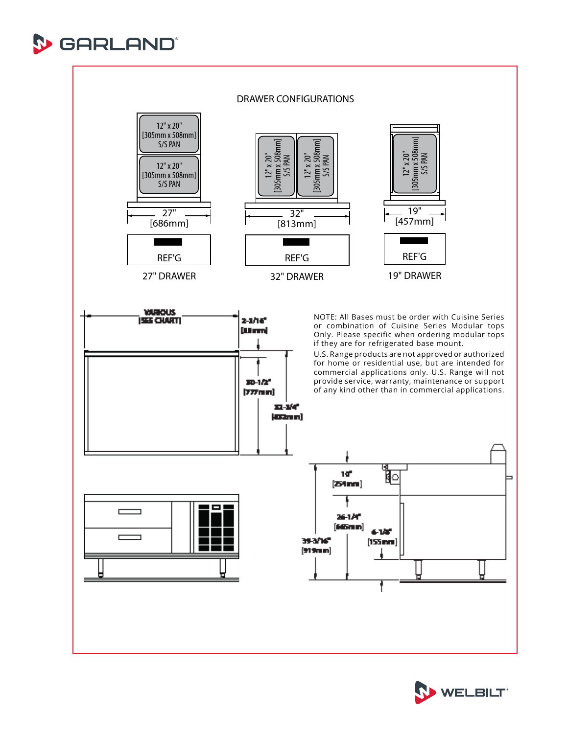GARLAND

## DRAWER CONFIGURATIONS

12" x 20" [305mm x 508mm] S/S PAN

12" x 20" [305mm x 508mm] S/S PAN

27" [686mm]

REF'G

27" DRAWER

12" x 20" [305mm x 508mm] S/S PAN

12" x 20" [305mm x 508mm] S/S PAN

32" [813mm]

REF'G

32" DRAWER

12" x 20" [305mm x 508mm] S/S PAN

19" [457mm]

REF'G

19" DRAWER

VARIOUS [SEE CHART]

2-1/16" [52mm]

30-1/2" [777mm]

32-1/4" [832mm]

NOTE: All Bases must be order with Cuisine Series or combination of Cuisine Series Modular tops Only. Please specific when ordering modular tops if they are for refrigerated base mount.

U.S. Range products are not approved or authorized for home or residential use, but are intended for commercial applications only. U.S. Range will not provide service, warranty, maintenance or support of any kind other than in commercial applications.

10" [254mm]

26-1/4" [665mm]

6-1/8" [155mm]

39-3/16" [919mm]

WELBILT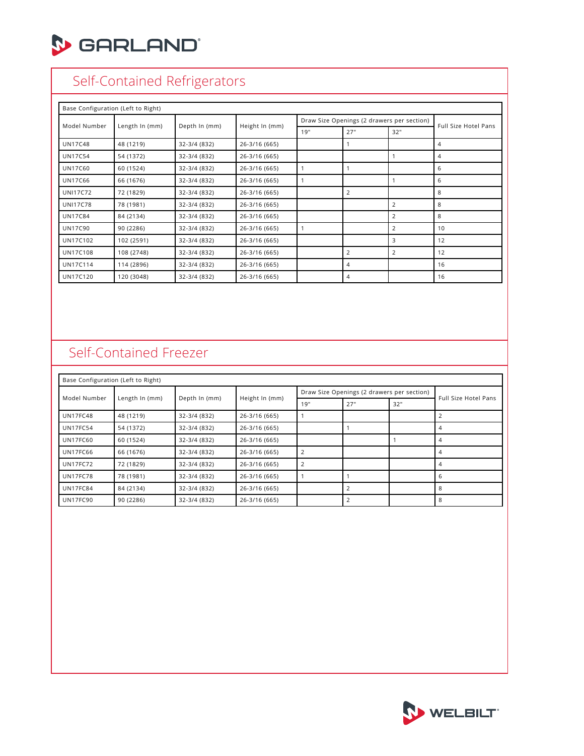## Self-Contained Refrigerators

| Base Configuration (Left to Right) | | | | | | | |
|---|---|---|---|---|---|---|---|
| Model Number | Length In (mm) | Depth In (mm) | Height In (mm) | Draw Size Openings (2 drawers per section) | | | Full Size Hotel Pans |
| | | | | 19" | 27" | 32" | |
| UN17C48 | 48 (1219) | 32-3/4 (832) | 26-3/16 (665) | | 1 | | 4 |
| UN17C54 | 54 (1372) | 32-3/4 (832) | 26-3/16 (665) | | | 1 | 4 |
| UN17C60 | 60 (1524) | 32-3/4 (832) | 26-3/16 (665) | 1 | 1 | | 6 |
| UN17C66 | 66 (1676) | 32-3/4 (832) | 26-3/16 (665) | 1 | | 1 | 6 |
| UNI17C72 | 72 (1829) | 32-3/4 (832) | 26-3/16 (665) | | 2 | | 8 |
| UNI17C78 | 78 (1981) | 32-3/4 (832) | 26-3/16 (665) | | | 2 | 8 |
| UN17C84 | 84 (2134) | 32-3/4 (832) | 26-3/16 (665) | | | 2 | 8 |
| UN17C90 | 90 (2286) | 32-3/4 (832) | 26-3/16 (665) | 1 | | 2 | 10 |
| UN17C102 | 102 (2591) | 32-3/4 (832) | 26-3/16 (665) | | | 3 | 12 |
| UN17C108 | 108 (2748) | 32-3/4 (832) | 26-3/16 (665) | | 2 | 2 | 12 |
| UN17C114 | 114 (2896) | 32-3/4 (832) | 26-3/16 (665) | | 4 | | 16 |
| UN17C120 | 120 (3048) | 32-3/4 (832) | 26-3/16 (665) | | 4 | | 16 |

## Self-Contained Freezer

| Base Configuration (Left to Right) | | | | | | | |
|---|---|---|---|---|---|---|---|
| Model Number | Length In (mm) | Depth In (mm) | Height In (mm) | Draw Size Openings (2 drawers per section) | | | Full Size Hotel Pans |
| | | | | 19" | 27" | 32" | |
| UN17FC48 | 48 (1219) | 32-3/4 (832) | 26-3/16 (665) | 1 | | | 2 |
| UN17FC54 | 54 (1372) | 32-3/4 (832) | 26-3/16 (665) | | 1 | | 4 |
| UN17FC60 | 60 (1524) | 32-3/4 (832) | 26-3/16 (665) | | | 1 | 4 |
| UN17FC66 | 66 (1676) | 32-3/4 (832) | 26-3/16 (665) | 2 | | | 4 |
| UN17FC72 | 72 (1829) | 32-3/4 (832) | 26-3/16 (665) | 2 | | | 4 |
| UN17FC78 | 78 (1981) | 32-3/4 (832) | 26-3/16 (665) | 1 | 1 | | 6 |
| UN17FC84 | 84 (2134) | 32-3/4 (832) | 26-3/16 (665) | | 2 | | 8 |
| UN17FC90 | 90 (2286) | 32-3/4 (832) | 26-3/16 (665) | | 2 | | 8 |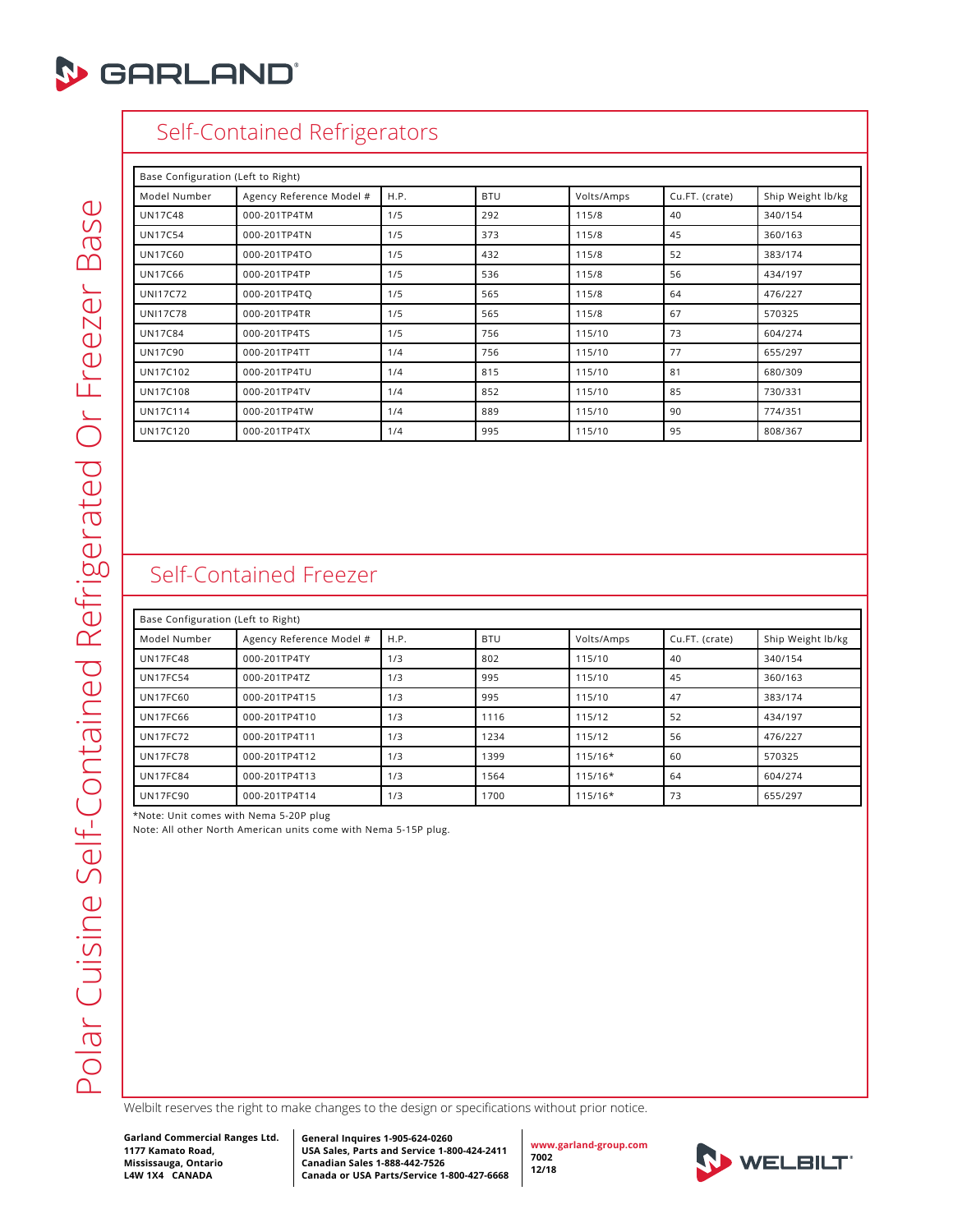# Self-Contained Refrigerators

| Base Configuration (Left to Right) | | | | | | |
|---|---|---|---|---|---|---|
| Model Number | Agency Reference Model # | H.P. | BTU | Volts/Amps | Cu.FT. (crate) | Ship Weight lb/kg |
| UN17C48 | 000-201TP4TM | 1/5 | 292 | 115/8 | 40 | 340/154 |
| UN17C54 | 000-201TP4TN | 1/5 | 373 | 115/8 | 45 | 360/163 |
| UN17C60 | 000-201TP4TO | 1/5 | 432 | 115/8 | 52 | 383/174 |
| UN17C66 | 000-201TP4TP | 1/5 | 536 | 115/8 | 56 | 434/197 |
| UNI17C72 | 000-201TP4TQ | 1/5 | 565 | 115/8 | 64 | 476/227 |
| UNI17C78 | 000-201TP4TR | 1/5 | 565 | 115/8 | 67 | 570325 |
| UN17C84 | 000-201TP4TS | 1/5 | 756 | 115/10 | 73 | 604/274 |
| UN17C90 | 000-201TP4TT | 1/4 | 756 | 115/10 | 77 | 655/297 |
| UN17C102 | 000-201TP4TU | 1/4 | 815 | 115/10 | 81 | 680/309 |
| UN17C108 | 000-201TP4TV | 1/4 | 852 | 115/10 | 85 | 730/331 |
| UN17C114 | 000-201TP4TW | 1/4 | 889 | 115/10 | 90 | 774/351 |
| UN17C120 | 000-201TP4TX | 1/4 | 995 | 115/10 | 95 | 808/367 |

# Self-Contained Freezer

| Base Configuration (Left to Right) | | | | | | |
|---|---|---|---|---|---|---|
| Model Number | Agency Reference Model # | H.P. | BTU | Volts/Amps | Cu.FT. (crate) | Ship Weight lb/kg |
| UN17FC48 | 000-201TP4TY | 1/3 | 802 | 115/10 | 40 | 340/154 |
| UN17FC54 | 000-201TP4TZ | 1/3 | 995 | 115/10 | 45 | 360/163 |
| UN17FC60 | 000-201TP4T15 | 1/3 | 995 | 115/10 | 47 | 383/174 |
| UN17FC66 | 000-201TP4T10 | 1/3 | 1116 | 115/12 | 52 | 434/197 |
| UN17FC72 | 000-201TP4T11 | 1/3 | 1234 | 115/12 | 56 | 476/227 |
| UN17FC78 | 000-201TP4T12 | 1/3 | 1399 | 115/16* | 60 | 570325 |
| UN17FC84 | 000-201TP4T13 | 1/3 | 1564 | 115/16* | 64 | 604/274 |
| UN17FC90 | 000-201TP4T14 | 1/3 | 1700 | 115/16* | 73 | 655/297 |

*Note: Unit comes with Nema 5-20P plug
Note: All other North American units come with Nema 5-15P plug.

Welbilt reserves the right to make changes to the design or specifications without prior notice.

**Garland Commercial Ranges Ltd.**
**1177 Kamato Road,**
**Mississauga, Ontario**
**L4W 1X4 CANADA**

**General Inquires 1-905-624-0260**
**USA Sales, Parts and Service 1-800-424-2411**
**Canadian Sales 1-888-442-7526**
**Canada or USA Parts/Service 1-800-427-6668**

**www.garland-group.com**
**7002**
**12/18**